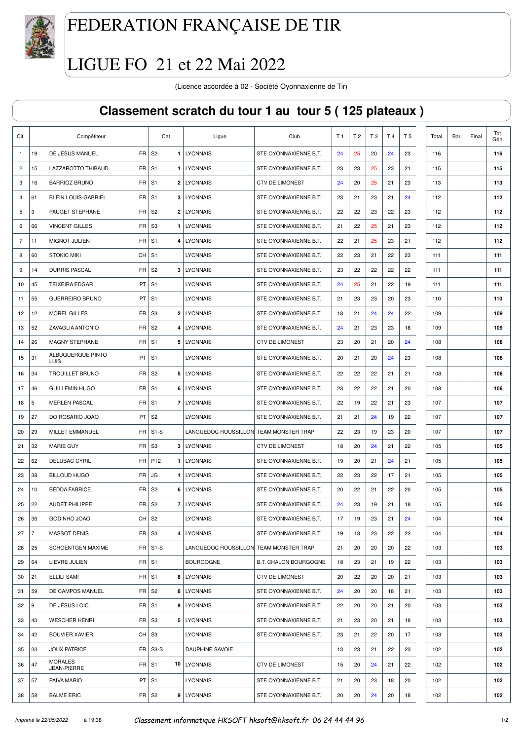# FEDERATION FRANÇAISE DE TIR

# LIGUE FO 21 et 22 Mai 2022

(Licence accordée à 02 - Société Oyonnaxienne de Tir)

## Classement scratch du tour 1 au tour 5 ( 125 plateaux )

| Clt. | | Compétiteur | | Cat | | Ligue | Club | T 1 | T 2 | T 3 | T 4 | T 5 | Total | Bar. | Final | Tot. Gén. |
|---|---|---|---|---|---|---|---|---|---|---|---|---|---|---|---|---|
| 1 | 19 | DE JESUS MANUEL | FR | S2 | 1 | LYONNAIS | STE OYONNAXIENNE B.T. | 24 | 25 | 20 | 24 | 23 | 116 | | | 116 |
| 2 | 15 | LAZZAROTTO THIBAUD | FR | S1 | 1 | LYONNAIS | STE OYONNAXIENNE B.T. | 23 | 23 | 25 | 23 | 21 | 115 | | | 115 |
| 3 | 16 | BARRIOZ BRUNO | FR | S1 | 2 | LYONNAIS | CTV DE LIMONEST | 24 | 20 | 25 | 21 | 23 | 113 | | | 113 |
| 4 | 61 | BLEIN LOUIS-GABRIEL | FR | S1 | 3 | LYONNAIS | STE OYONNAXIENNE B.T. | 23 | 21 | 23 | 21 | 24 | 112 | | | 112 |
| 5 | 3 | PAUGET STEPHANE | FR | S2 | 2 | LYONNAIS | STE OYONNAXIENNE B.T. | 22 | 22 | 23 | 22 | 23 | 112 | | | 112 |
| 6 | 66 | VINCENT GILLES | FR | S3 | 1 | LYONNAIS | STE OYONNAXIENNE B.T. | 21 | 22 | 25 | 21 | 23 | 112 | | | 112 |
| 7 | 11 | MIGNOT JULIEN | FR | S1 | 4 | LYONNAIS | STE OYONNAXIENNE B.T. | 22 | 21 | 25 | 23 | 21 | 112 | | | 112 |
| 8 | 60 | STOKIC MIKI | CH | S1 | | LYONNAIS | STE OYONNAXIENNE B.T. | 22 | 23 | 21 | 22 | 23 | 111 | | | 111 |
| 9 | 14 | DURRIS PASCAL | FR | S2 | 3 | LYONNAIS | STE OYONNAXIENNE B.T. | 23 | 22 | 22 | 22 | 22 | 111 | | | 111 |
| 10 | 45 | TEIXEIRA EDGAR | PT | S1 | | LYONNAIS | STE OYONNAXIENNE B.T. | 24 | 25 | 21 | 22 | 19 | 111 | | | 111 |
| 11 | 55 | GUERREIRO BRUNO | PT | S1 | | LYONNAIS | STE OYONNAXIENNE B.T. | 21 | 23 | 23 | 20 | 23 | 110 | | | 110 |
| 12 | 12 | MOREL GILLES | FR | S3 | 2 | LYONNAIS | STE OYONNAXIENNE B.T. | 18 | 21 | 24 | 24 | 22 | 109 | | | 109 |
| 13 | 52 | ZAVAGLIA ANTONIO | FR | S2 | 4 | LYONNAIS | STE OYONNAXIENNE B.T. | 24 | 21 | 23 | 23 | 18 | 109 | | | 109 |
| 14 | 26 | MAGNY STEPHANE | FR | S1 | 5 | LYONNAIS | CTV DE LIMONEST | 23 | 20 | 21 | 20 | 24 | 108 | | | 108 |
| 15 | 31 | ALBUQUERQUE PINTO LUIS | PT | S1 | | LYONNAIS | STE OYONNAXIENNE B.T. | 20 | 21 | 20 | 24 | 23 | 108 | | | 108 |
| 16 | 34 | TROUILLET BRUNO | FR | S2 | 5 | LYONNAIS | STE OYONNAXIENNE B.T. | 22 | 22 | 22 | 21 | 21 | 108 | | | 108 |
| 17 | 46 | GUILLEMIN HUGO | FR | S1 | 6 | LYONNAIS | STE OYONNAXIENNE B.T. | 23 | 22 | 22 | 21 | 20 | 108 | | | 108 |
| 18 | 5 | MERLEN PASCAL | FR | S1 | 7 | LYONNAIS | STE OYONNAXIENNE B.T. | 22 | 19 | 22 | 21 | 23 | 107 | | | 107 |
| 19 | 27 | DO ROSARIO JOAO | PT | S2 | | LYONNAIS | STE OYONNAXIENNE B.T. | 21 | 21 | 24 | 19 | 22 | 107 | | | 107 |
| 20 | 29 | MILLET EMMANUEL | FR | S1-S | | LANGUEDOC ROUSSILLON | TEAM MONSTER TRAP | 22 | 23 | 19 | 23 | 20 | 107 | | | 107 |
| 21 | 32 | MARIE GUY | FR | S3 | 3 | LYONNAIS | CTV DE LIMONEST | 18 | 20 | 24 | 21 | 22 | 105 | | | 105 |
| 22 | 62 | DELUBAC CYRIL | FR | PT2 | 1 | LYONNAIS | STE OYONNAXIENNE B.T. | 19 | 20 | 21 | 24 | 21 | 105 | | | 105 |
| 23 | 38 | BILLOUD HUGO | FR | JG | 1 | LYONNAIS | STE OYONNAXIENNE B.T. | 22 | 23 | 22 | 17 | 21 | 105 | | | 105 |
| 24 | 10 | BEDDA FABRICE | FR | S2 | 6 | LYONNAIS | STE OYONNAXIENNE B.T. | 20 | 22 | 21 | 22 | 20 | 105 | | | 105 |
| 25 | 22 | AUDET PHILIPPE | FR | S2 | 7 | LYONNAIS | STE OYONNAXIENNE B.T. | 24 | 23 | 19 | 21 | 18 | 105 | | | 105 |
| 26 | 36 | GODINHO JOAO | CH | S2 | | LYONNAIS | STE OYONNAXIENNE B.T. | 17 | 19 | 23 | 21 | 24 | 104 | | | 104 |
| 27 | 7 | MASSOT DENIS | FR | S3 | 4 | LYONNAIS | STE OYONNAXIENNE B.T. | 19 | 18 | 23 | 22 | 22 | 104 | | | 104 |
| 28 | 25 | SCHOENTGEN MAXIME | FR | S1-S | | LANGUEDOC ROUSSILLON | TEAM MONSTER TRAP | 21 | 20 | 20 | 20 | 22 | 103 | | | 103 |
| 29 | 64 | LIEVRE JULIEN | FR | S1 | | BOURGOGNE | B.T. CHALON BOURGOGNE | 18 | 23 | 21 | 19 | 22 | 103 | | | 103 |
| 30 | 21 | ELLILI SAMI | FR | S1 | 8 | LYONNAIS | CTV DE LIMONEST | 20 | 22 | 20 | 20 | 21 | 103 | | | 103 |
| 31 | 59 | DE CAMPOS MANUEL | FR | S2 | 8 | LYONNAIS | STE OYONNAXIENNE B.T. | 24 | 20 | 20 | 18 | 21 | 103 | | | 103 |
| 32 | 9 | DE JESUS LOIC | FR | S1 | 9 | LYONNAIS | STE OYONNAXIENNE B.T. | 22 | 20 | 20 | 21 | 20 | 103 | | | 103 |
| 33 | 43 | WESCHER HENRI | FR | S3 | 5 | LYONNAIS | STE OYONNAXIENNE B.T. | 21 | 23 | 20 | 21 | 18 | 103 | | | 103 |
| 34 | 42 | BOUVIER XAVIER | CH | S3 | | LYONNAIS | STE OYONNAXIENNE B.T. | 23 | 21 | 22 | 20 | 17 | 103 | | | 103 |
| 35 | 33 | JOUX PATRICE | FR | S3-S | | DAUPHINE SAVOIE | | 13 | 23 | 21 | 22 | 23 | 102 | | | 102 |
| 36 | 47 | MORALES JEAN-PIERRE | FR | S1 | 10 | LYONNAIS | CTV DE LIMONEST | 15 | 20 | 24 | 21 | 22 | 102 | | | 102 |
| 37 | 57 | PAIVA MARIO | PT | S1 | | LYONNAIS | STE OYONNAXIENNE B.T. | 21 | 20 | 23 | 18 | 20 | 102 | | | 102 |
| 38 | 58 | BALME ERIC | FR | S2 | 9 | LYONNAIS | STE OYONNAXIENNE B.T. | 20 | 20 | 24 | 20 | 18 | 102 | | | 102 |

*Imprimé le 22/05/2022* à 19:38 *Classement informatique HKSOFT hksoft@hksoft.fr 06 24 44 44 96*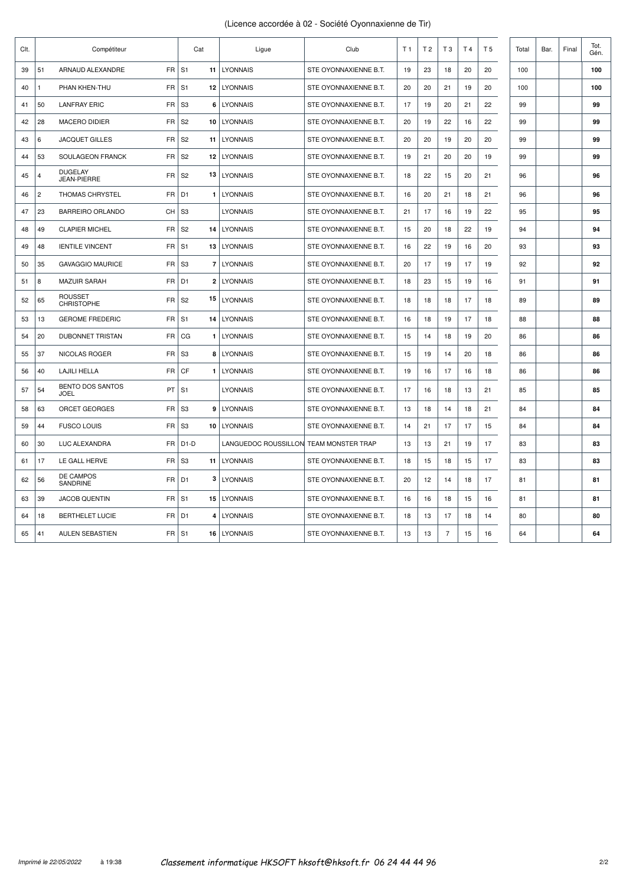(Licence accordée à 02 - Société Oyonnaxienne de Tir)

| Clt. | | Compétiteur | | Cat | | Ligue | Club | T 1 | T 2 | T 3 | T 4 | T 5 | Total | Bar. | Final | Tot. Gén. |
|---|---|---|---|---|---|---|---|---|---|---|---|---|---|---|---|---|
| 39 | 51 | ARNAUD ALEXANDRE | FR | S1 | 11 | LYONNAIS | STE OYONNAXIENNE B.T. | 19 | 23 | 18 | 20 | 20 | 100 | | | **100** |
| 40 | 1 | PHAN KHEN-THU | FR | S1 | 12 | LYONNAIS | STE OYONNAXIENNE B.T. | 20 | 20 | 21 | 19 | 20 | 100 | | | **100** |
| 41 | 50 | LANFRAY ERIC | FR | S3 | 6 | LYONNAIS | STE OYONNAXIENNE B.T. | 17 | 19 | 20 | 21 | 22 | 99 | | | **99** |
| 42 | 28 | MACERO DIDIER | FR | S2 | 10 | LYONNAIS | STE OYONNAXIENNE B.T. | 20 | 19 | 22 | 16 | 22 | 99 | | | **99** |
| 43 | 6 | JACQUET GILLES | FR | S2 | 11 | LYONNAIS | STE OYONNAXIENNE B.T. | 20 | 20 | 19 | 20 | 20 | 99 | | | **99** |
| 44 | 53 | SOULAGEON FRANCK | FR | S2 | 12 | LYONNAIS | STE OYONNAXIENNE B.T. | 19 | 21 | 20 | 20 | 19 | 99 | | | **99** |
| 45 | 4 | DUGELAY JEAN-PIERRE | FR | S2 | 13 | LYONNAIS | STE OYONNAXIENNE B.T. | 18 | 22 | 15 | 20 | 21 | 96 | | | **96** |
| 46 | 2 | THOMAS CHRYSTEL | FR | D1 | 1 | LYONNAIS | STE OYONNAXIENNE B.T. | 16 | 20 | 21 | 18 | 21 | 96 | | | **96** |
| 47 | 23 | BARREIRO ORLANDO | CH | S3 | | LYONNAIS | STE OYONNAXIENNE B.T. | 21 | 17 | 16 | 19 | 22 | 95 | | | **95** |
| 48 | 49 | CLAPIER MICHEL | FR | S2 | 14 | LYONNAIS | STE OYONNAXIENNE B.T. | 15 | 20 | 18 | 22 | 19 | 94 | | | **94** |
| 49 | 48 | IENTILE VINCENT | FR | S1 | 13 | LYONNAIS | STE OYONNAXIENNE B.T. | 16 | 22 | 19 | 16 | 20 | 93 | | | **93** |
| 50 | 35 | GAVAGGIO MAURICE | FR | S3 | 7 | LYONNAIS | STE OYONNAXIENNE B.T. | 20 | 17 | 19 | 17 | 19 | 92 | | | **92** |
| 51 | 8 | MAZUIR SARAH | FR | D1 | 2 | LYONNAIS | STE OYONNAXIENNE B.T. | 18 | 23 | 15 | 19 | 16 | 91 | | | **91** |
| 52 | 65 | ROUSSET CHRISTOPHE | FR | S2 | 15 | LYONNAIS | STE OYONNAXIENNE B.T. | 18 | 18 | 18 | 17 | 18 | 89 | | | **89** |
| 53 | 13 | GEROME FREDERIC | FR | S1 | 14 | LYONNAIS | STE OYONNAXIENNE B.T. | 16 | 18 | 19 | 17 | 18 | 88 | | | **88** |
| 54 | 20 | DUBONNET TRISTAN | FR | CG | 1 | LYONNAIS | STE OYONNAXIENNE B.T. | 15 | 14 | 18 | 19 | 20 | 86 | | | **86** |
| 55 | 37 | NICOLAS ROGER | FR | S3 | 8 | LYONNAIS | STE OYONNAXIENNE B.T. | 15 | 19 | 14 | 20 | 18 | 86 | | | **86** |
| 56 | 40 | LAJILI HELLA | FR | CF | 1 | LYONNAIS | STE OYONNAXIENNE B.T. | 19 | 16 | 17 | 16 | 18 | 86 | | | **86** |
| 57 | 54 | BENTO DOS SANTOS JOEL | PT | S1 | | LYONNAIS | STE OYONNAXIENNE B.T. | 17 | 16 | 18 | 13 | 21 | 85 | | | **85** |
| 58 | 63 | ORCET GEORGES | FR | S3 | 9 | LYONNAIS | STE OYONNAXIENNE B.T. | 13 | 18 | 14 | 18 | 21 | 84 | | | **84** |
| 59 | 44 | FUSCO LOUIS | FR | S3 | 10 | LYONNAIS | STE OYONNAXIENNE B.T. | 14 | 21 | 17 | 17 | 15 | 84 | | | **84** |
| 60 | 30 | LUC ALEXANDRA | FR | D1-D | | LANGUEDOC ROUSSILLON | TEAM MONSTER TRAP | 13 | 13 | 21 | 19 | 17 | 83 | | | **83** |
| 61 | 17 | LE GALL HERVE | FR | S3 | 11 | LYONNAIS | STE OYONNAXIENNE B.T. | 18 | 15 | 18 | 15 | 17 | 83 | | | **83** |
| 62 | 56 | DE CAMPOS SANDRINE | FR | D1 | 3 | LYONNAIS | STE OYONNAXIENNE B.T. | 20 | 12 | 14 | 18 | 17 | 81 | | | **81** |
| 63 | 39 | JACOB QUENTIN | FR | S1 | 15 | LYONNAIS | STE OYONNAXIENNE B.T. | 16 | 16 | 18 | 15 | 16 | 81 | | | **81** |
| 64 | 18 | BERTHELET LUCIE | FR | D1 | 4 | LYONNAIS | STE OYONNAXIENNE B.T. | 18 | 13 | 17 | 18 | 14 | 80 | | | **80** |
| 65 | 41 | AULEN SEBASTIEN | FR | S1 | 16 | LYONNAIS | STE OYONNAXIENNE B.T. | 13 | 13 | 7 | 15 | 16 | 64 | | | **64** |

*Imprimé le 22/05/2022* à 19:38 *Classement informatique HKSOFT hksoft@hksoft.fr 06 24 44 44 96*